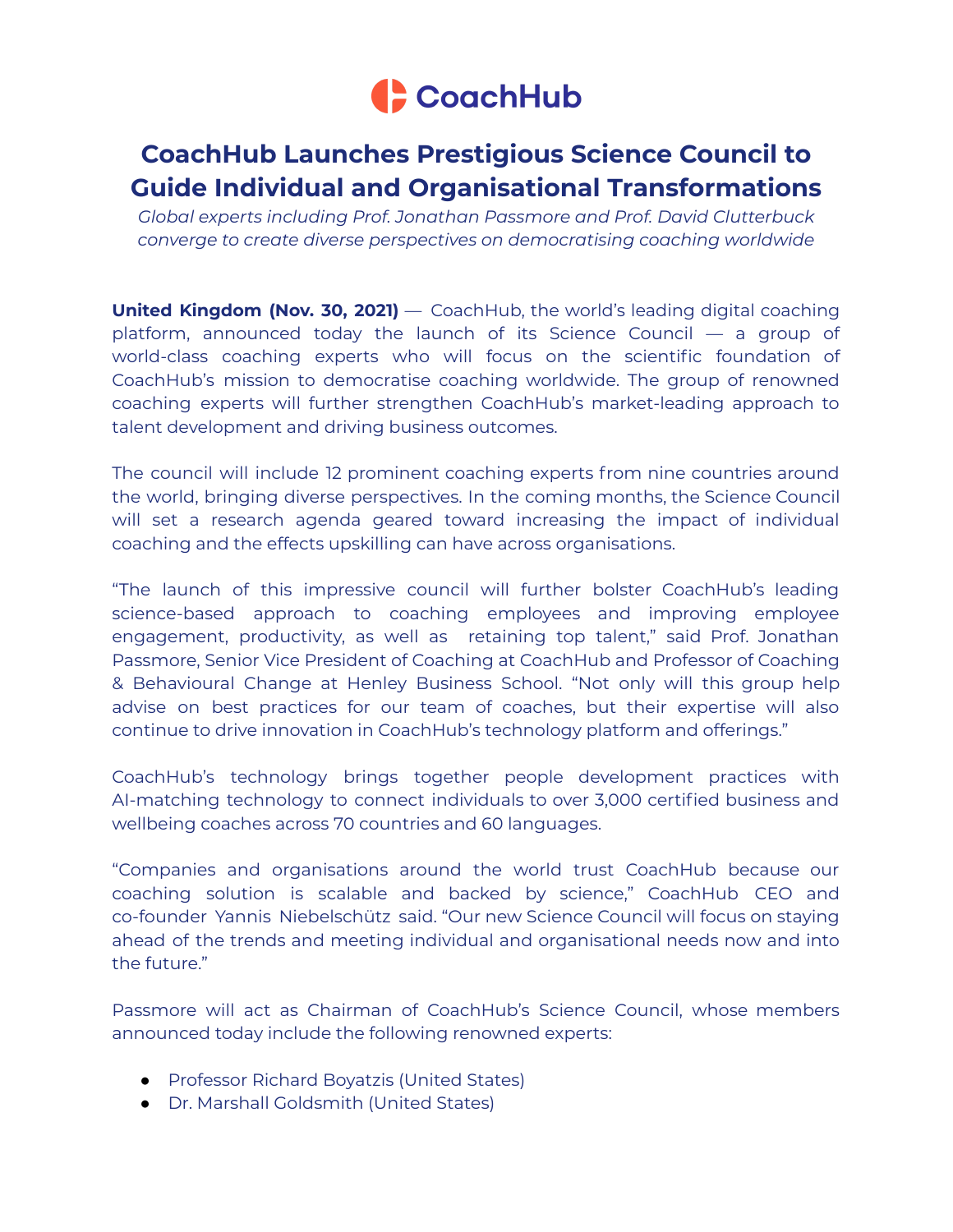CoachHub

# CoachHub Launches Prestigious Science Council to Guide Individual and Organisational Transformations

*Global experts including Prof. Jonathan Passmore and Prof. David Clutterbuck converge to create diverse perspectives on democratising coaching worldwide*

**United Kingdom (Nov. 30, 2021)** — CoachHub, the world's leading digital coaching platform, announced today the launch of its Science Council — a group of world-class coaching experts who will focus on the scientific foundation of CoachHub's mission to democratise coaching worldwide. The group of renowned coaching experts will further strengthen CoachHub's market-leading approach to talent development and driving business outcomes.

The council will include 12 prominent coaching experts from nine countries around the world, bringing diverse perspectives. In the coming months, the Science Council will set a research agenda geared toward increasing the impact of individual coaching and the effects upskilling can have across organisations.

"The launch of this impressive council will further bolster CoachHub's leading science-based approach to coaching employees and improving employee engagement, productivity, as well as retaining top talent," said Prof. Jonathan Passmore, Senior Vice President of Coaching at CoachHub and Professor of Coaching & Behavioural Change at Henley Business School. "Not only will this group help advise on best practices for our team of coaches, but their expertise will also continue to drive innovation in CoachHub's technology platform and offerings."

CoachHub's technology brings together people development practices with AI-matching technology to connect individuals to over 3,000 certified business and wellbeing coaches across 70 countries and 60 languages.

"Companies and organisations around the world trust CoachHub because our coaching solution is scalable and backed by science," CoachHub CEO and co-founder Yannis Niebelschütz said. "Our new Science Council will focus on staying ahead of the trends and meeting individual and organisational needs now and into the future."

Passmore will act as Chairman of CoachHub's Science Council, whose members announced today include the following renowned experts:

- Professor Richard Boyatzis (United States)
- Dr. Marshall Goldsmith (United States)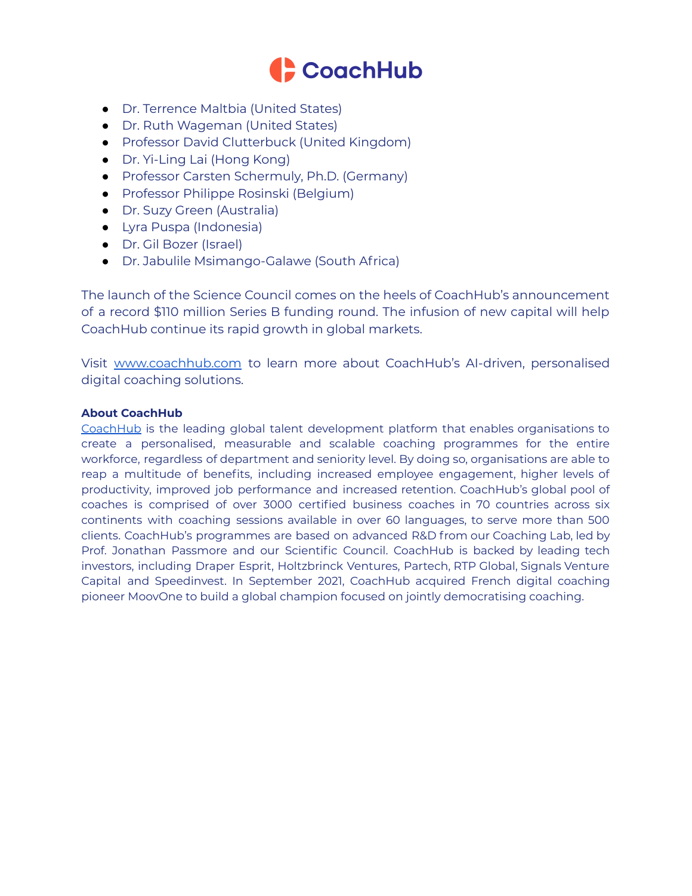- Dr. Terrence Maltbia (United States)
- Dr. Ruth Wageman (United States)
- Professor David Clutterbuck (United Kingdom)
- Dr. Yi-Ling Lai (Hong Kong)
- Professor Carsten Schermuly, Ph.D. (Germany)
- Professor Philippe Rosinski (Belgium)
- Dr. Suzy Green (Australia)
- Lyra Puspa (Indonesia)
- Dr. Gil Bozer (Israel)
- Dr. Jabulile Msimango-Galawe (South Africa)

The launch of the Science Council comes on the heels of CoachHub's announcement of a record $110 million Series B funding round. The infusion of new capital will help CoachHub continue its rapid growth in global markets.

Visit www.coachhub.com to learn more about CoachHub's AI-driven, personalised digital coaching solutions.

**About CoachHub**

CoachHub is the leading global talent development platform that enables organisations to create a personalised, measurable and scalable coaching programmes for the entire workforce, regardless of department and seniority level. By doing so, organisations are able to reap a multitude of benefits, including increased employee engagement, higher levels of productivity, improved job performance and increased retention. CoachHub's global pool of coaches is comprised of over 3000 certified business coaches in 70 countries across six continents with coaching sessions available in over 60 languages, to serve more than 500 clients. CoachHub's programmes are based on advanced R&D from our Coaching Lab, led by Prof. Jonathan Passmore and our Scientific Council. CoachHub is backed by leading tech investors, including Draper Esprit, Holtzbrinck Ventures, Partech, RTP Global, Signals Venture Capital and Speedinvest. In September 2021, CoachHub acquired French digital coaching pioneer MoovOne to build a global champion focused on jointly democratising coaching.